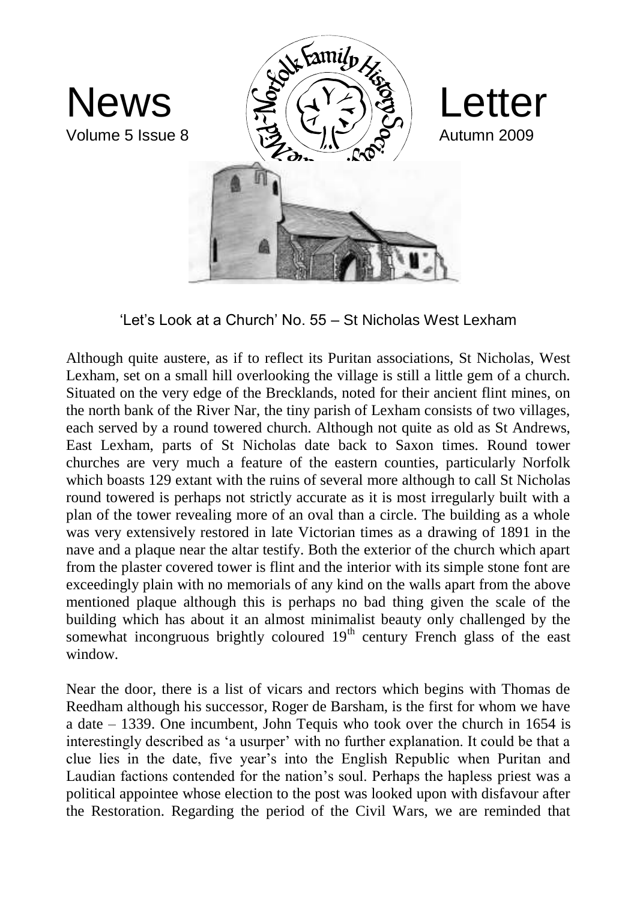# News Letter

Volume 5 Issue 8 — Autumn 2009

## 'Let's Look at a Church' No. 55 – St Nicholas West Lexham

Although quite austere, as if to reflect its Puritan associations, St Nicholas, West Lexham, set on a small hill overlooking the village is still a little gem of a church. Situated on the very edge of the Brecklands, noted for their ancient flint mines, on the north bank of the River Nar, the tiny parish of Lexham consists of two villages, each served by a round towered church. Although not quite as old as St Andrews, East Lexham, parts of St Nicholas date back to Saxon times. Round tower churches are very much a feature of the eastern counties, particularly Norfolk which boasts 129 extant with the ruins of several more although to call St Nicholas round towered is perhaps not strictly accurate as it is most irregularly built with a plan of the tower revealing more of an oval than a circle. The building as a whole was very extensively restored in late Victorian times as a drawing of 1891 in the nave and a plaque near the altar testify. Both the exterior of the church which apart from the plaster covered tower is flint and the interior with its simple stone font are exceedingly plain with no memorials of any kind on the walls apart from the above mentioned plaque although this is perhaps no bad thing given the scale of the building which has about it an almost minimalist beauty only challenged by the somewhat incongruous brightly coloured 19th century French glass of the east window.

Near the door, there is a list of vicars and rectors which begins with Thomas de Reedham although his successor, Roger de Barsham, is the first for whom we have a date – 1339. One incumbent, John Tequis who took over the church in 1654 is interestingly described as 'a usurper' with no further explanation. It could be that a clue lies in the date, five year's into the English Republic when Puritan and Laudian factions contended for the nation's soul. Perhaps the hapless priest was a political appointee whose election to the post was looked upon with disfavour after the Restoration. Regarding the period of the Civil Wars, we are reminded that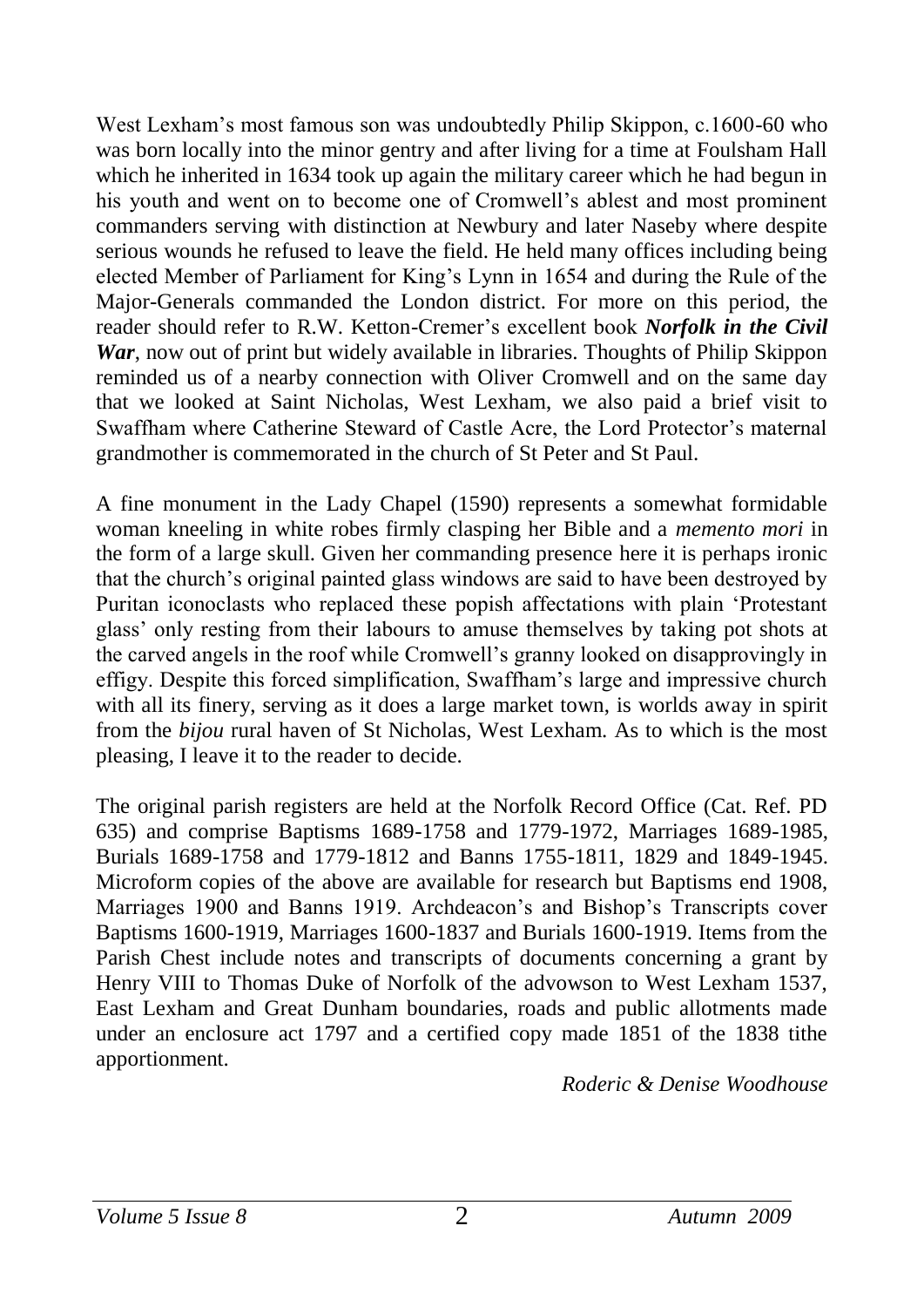West Lexham's most famous son was undoubtedly Philip Skippon, c.1600-60 who was born locally into the minor gentry and after living for a time at Foulsham Hall which he inherited in 1634 took up again the military career which he had begun in his youth and went on to become one of Cromwell's ablest and most prominent commanders serving with distinction at Newbury and later Naseby where despite serious wounds he refused to leave the field. He held many offices including being elected Member of Parliament for King's Lynn in 1654 and during the Rule of the Major-Generals commanded the London district. For more on this period, the reader should refer to R.W. Ketton-Cremer's excellent book ***Norfolk in the Civil War***, now out of print but widely available in libraries. Thoughts of Philip Skippon reminded us of a nearby connection with Oliver Cromwell and on the same day that we looked at Saint Nicholas, West Lexham, we also paid a brief visit to Swaffham where Catherine Steward of Castle Acre, the Lord Protector's maternal grandmother is commemorated in the church of St Peter and St Paul.

A fine monument in the Lady Chapel (1590) represents a somewhat formidable woman kneeling in white robes firmly clasping her Bible and a *memento mori* in the form of a large skull. Given her commanding presence here it is perhaps ironic that the church's original painted glass windows are said to have been destroyed by Puritan iconoclasts who replaced these popish affectations with plain 'Protestant glass' only resting from their labours to amuse themselves by taking pot shots at the carved angels in the roof while Cromwell's granny looked on disapprovingly in effigy. Despite this forced simplification, Swaffham's large and impressive church with all its finery, serving as it does a large market town, is worlds away in spirit from the *bijou* rural haven of St Nicholas, West Lexham. As to which is the most pleasing, I leave it to the reader to decide.

The original parish registers are held at the Norfolk Record Office (Cat. Ref. PD 635) and comprise Baptisms 1689-1758 and 1779-1972, Marriages 1689-1985, Burials 1689-1758 and 1779-1812 and Banns 1755-1811, 1829 and 1849-1945. Microform copies of the above are available for research but Baptisms end 1908, Marriages 1900 and Banns 1919. Archdeacon's and Bishop's Transcripts cover Baptisms 1600-1919, Marriages 1600-1837 and Burials 1600-1919. Items from the Parish Chest include notes and transcripts of documents concerning a grant by Henry VIII to Thomas Duke of Norfolk of the advowson to West Lexham 1537, East Lexham and Great Dunham boundaries, roads and public allotments made under an enclosure act 1797 and a certified copy made 1851 of the 1838 tithe apportionment.

*Roderic & Denise Woodhouse*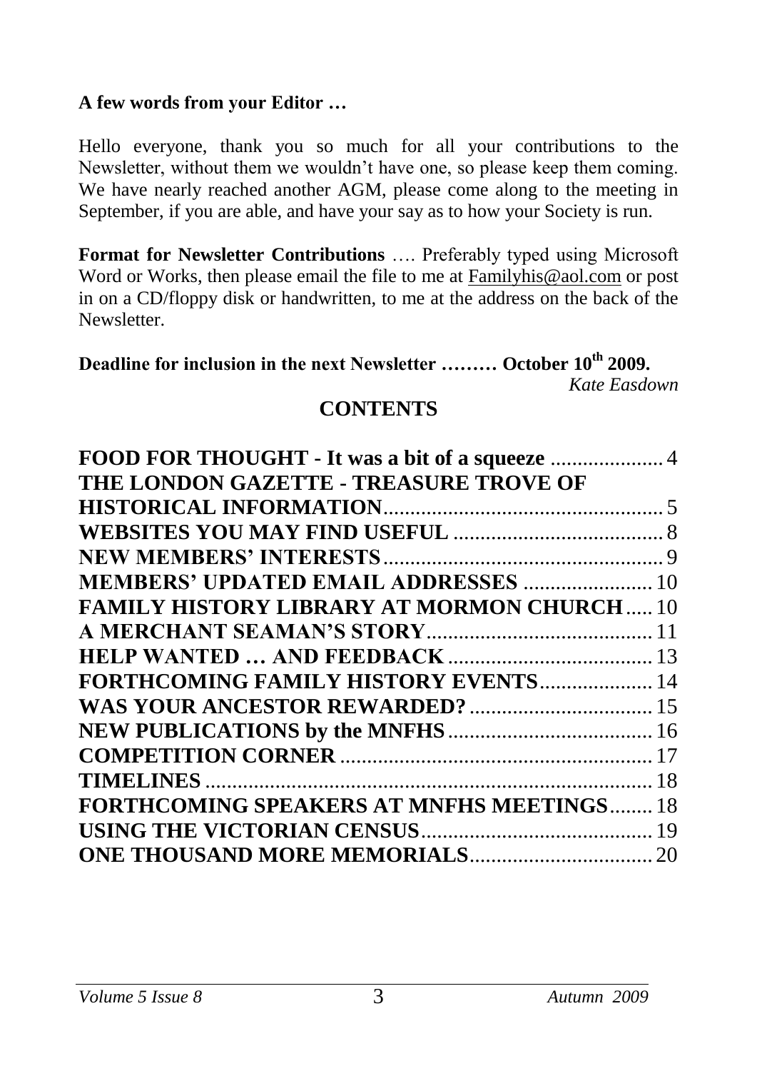**A few words from your Editor …**

Hello everyone, thank you so much for all your contributions to the Newsletter, without them we wouldn't have one, so please keep them coming. We have nearly reached another AGM, please come along to the meeting in September, if you are able, and have your say as to how your Society is run.

**Format for Newsletter Contributions** …. Preferably typed using Microsoft Word or Works, then please email the file to me at Familyhis@aol.com or post in on a CD/floppy disk or handwritten, to me at the address on the back of the Newsletter.

**Deadline for inclusion in the next Newsletter ……… October 10th 2009.**

*Kate Easdown*

## CONTENTS

**FOOD FOR THOUGHT - It was a bit of a squeeze** .................... 4
**THE LONDON GAZETTE - TREASURE TROVE OF HISTORICAL INFORMATION** .................................................. 5
**WEBSITES YOU MAY FIND USEFUL** ....................................... 8
**NEW MEMBERS' INTERESTS** .................................................... 9
**MEMBERS' UPDATED EMAIL ADDRESSES** ........................ 10
**FAMILY HISTORY LIBRARY AT MORMON CHURCH** ..... 10
**A MERCHANT SEAMAN'S STORY** .......................................... 11
**HELP WANTED … AND FEEDBACK** ...................................... 13
**FORTHCOMING FAMILY HISTORY EVENTS** .................... 14
**WAS YOUR ANCESTOR REWARDED?** .................................. 15
**NEW PUBLICATIONS by the MNFHS** ...................................... 16
**COMPETITION CORNER** .......................................................... 17
**TIMELINES** .................................................................................. 18
**FORTHCOMING SPEAKERS AT MNFHS MEETINGS** ........ 18
**USING THE VICTORIAN CENSUS** ........................................... 19
**ONE THOUSAND MORE MEMORIALS** .................................. 20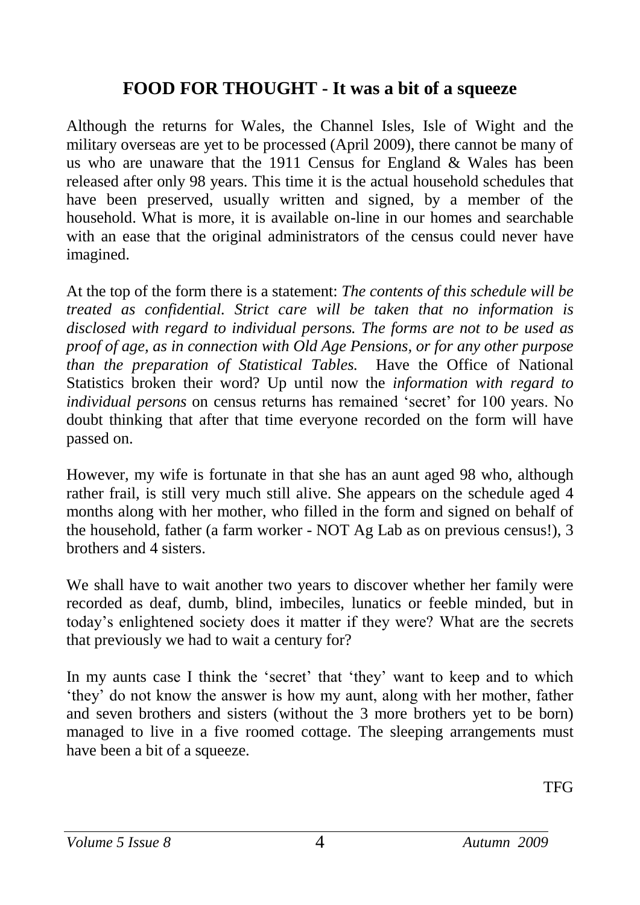## FOOD FOR THOUGHT - It was a bit of a squeeze

Although the returns for Wales, the Channel Isles, Isle of Wight and the military overseas are yet to be processed (April 2009), there cannot be many of us who are unaware that the 1911 Census for England & Wales has been released after only 98 years. This time it is the actual household schedules that have been preserved, usually written and signed, by a member of the household. What is more, it is available on-line in our homes and searchable with an ease that the original administrators of the census could never have imagined.

At the top of the form there is a statement: *The contents of this schedule will be treated as confidential. Strict care will be taken that no information is disclosed with regard to individual persons. The forms are not to be used as proof of age, as in connection with Old Age Pensions, or for any other purpose than the preparation of Statistical Tables.* Have the Office of National Statistics broken their word? Up until now the *information with regard to individual persons* on census returns has remained 'secret' for 100 years. No doubt thinking that after that time everyone recorded on the form will have passed on.

However, my wife is fortunate in that she has an aunt aged 98 who, although rather frail, is still very much still alive. She appears on the schedule aged 4 months along with her mother, who filled in the form and signed on behalf of the household, father (a farm worker - NOT Ag Lab as on previous census!), 3 brothers and 4 sisters.

We shall have to wait another two years to discover whether her family were recorded as deaf, dumb, blind, imbeciles, lunatics or feeble minded, but in today's enlightened society does it matter if they were? What are the secrets that previously we had to wait a century for?

In my aunts case I think the 'secret' that 'they' want to keep and to which 'they' do not know the answer is how my aunt, along with her mother, father and seven brothers and sisters (without the 3 more brothers yet to be born) managed to live in a five roomed cottage. The sleeping arrangements must have been a bit of a squeeze.

TFG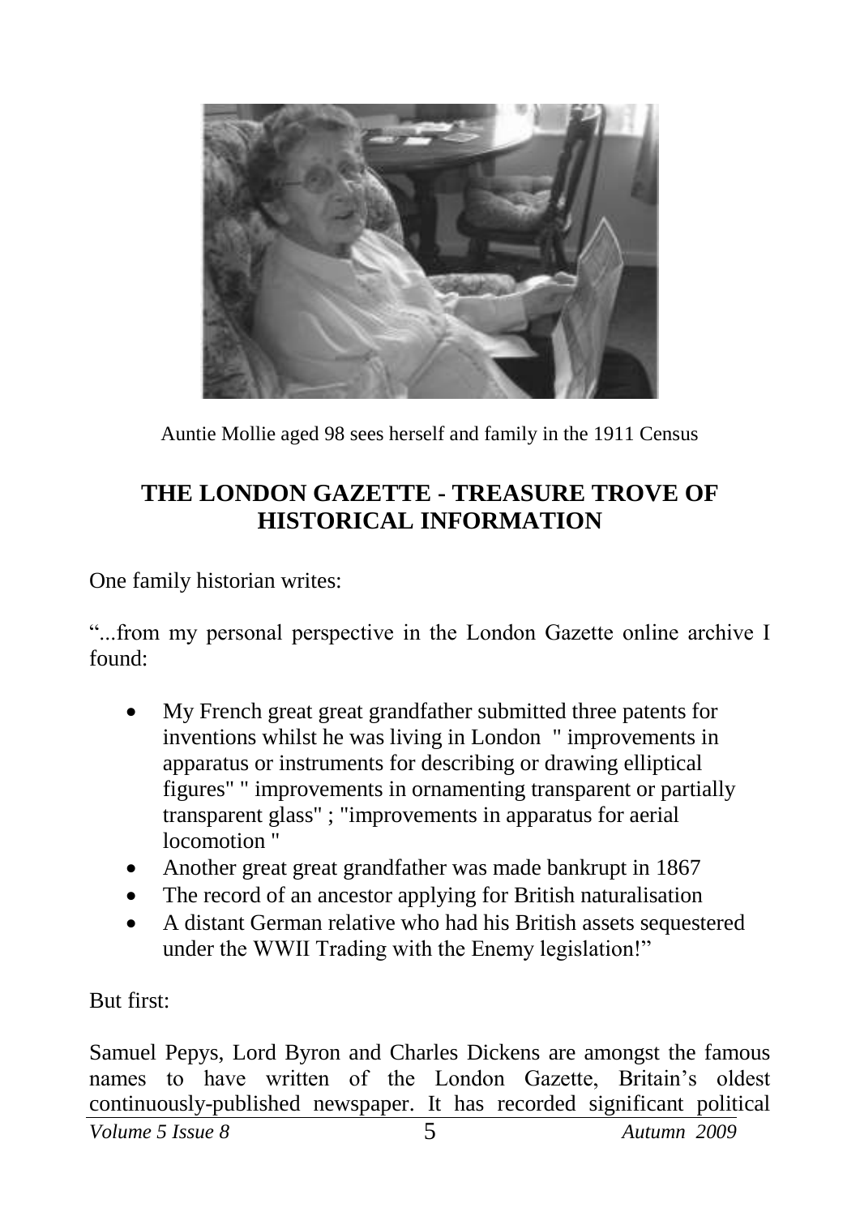Auntie Mollie aged 98 sees herself and family in the 1911 Census

## THE LONDON GAZETTE - TREASURE TROVE OF HISTORICAL INFORMATION

One family historian writes:

"...from my personal perspective in the London Gazette online archive I found:

- My French great great grandfather submitted three patents for inventions whilst he was living in London " improvements in apparatus or instruments for describing or drawing elliptical figures" " improvements in ornamenting transparent or partially transparent glass" ; "improvements in apparatus for aerial locomotion "
- Another great great grandfather was made bankrupt in 1867
- The record of an ancestor applying for British naturalisation
- A distant German relative who had his British assets sequestered under the WWII Trading with the Enemy legislation!"

But first:

Samuel Pepys, Lord Byron and Charles Dickens are amongst the famous names to have written of the London Gazette, Britain's oldest continuously-published newspaper. It has recorded significant political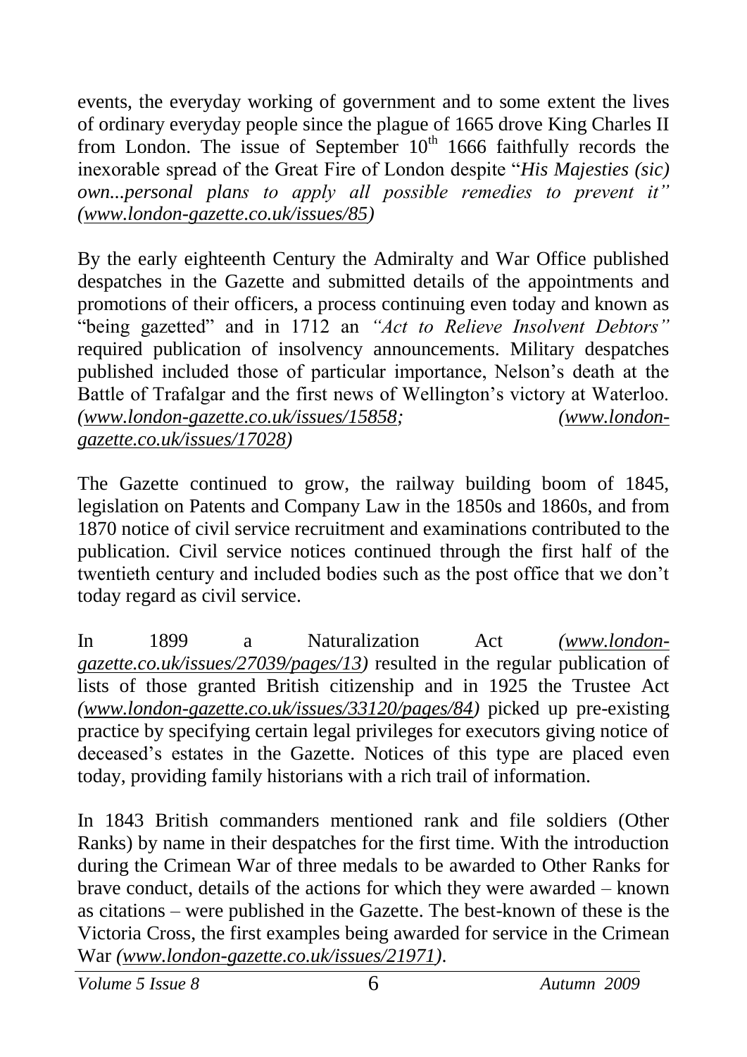events, the everyday working of government and to some extent the lives of ordinary everyday people since the plague of 1665 drove King Charles II from London. The issue of September 10th 1666 faithfully records the inexorable spread of the Great Fire of London despite "*His Majesties (sic) own...personal plans to apply all possible remedies to prevent it"* *(www.london-gazette.co.uk/issues/85)*

By the early eighteenth Century the Admiralty and War Office published despatches in the Gazette and submitted details of the appointments and promotions of their officers, a process continuing even today and known as "being gazetted" and in 1712 an *"Act to Relieve Insolvent Debtors"* required publication of insolvency announcements. Military despatches published included those of particular importance, Nelson's death at the Battle of Trafalgar and the first news of Wellington's victory at Waterloo. *(www.london-gazette.co.uk/issues/15858; (www.london-gazette.co.uk/issues/17028)*

The Gazette continued to grow, the railway building boom of 1845, legislation on Patents and Company Law in the 1850s and 1860s, and from 1870 notice of civil service recruitment and examinations contributed to the publication. Civil service notices continued through the first half of the twentieth century and included bodies such as the post office that we don't today regard as civil service.

In 1899 a Naturalization Act *(www.london-gazette.co.uk/issues/27039/pages/13)* resulted in the regular publication of lists of those granted British citizenship and in 1925 the Trustee Act *(www.london-gazette.co.uk/issues/33120/pages/84)* picked up pre-existing practice by specifying certain legal privileges for executors giving notice of deceased's estates in the Gazette. Notices of this type are placed even today, providing family historians with a rich trail of information.

In 1843 British commanders mentioned rank and file soldiers (Other Ranks) by name in their despatches for the first time. With the introduction during the Crimean War of three medals to be awarded to Other Ranks for brave conduct, details of the actions for which they were awarded – known as citations – were published in the Gazette. The best-known of these is the Victoria Cross, the first examples being awarded for service in the Crimean War *(www.london-gazette.co.uk/issues/21971)*.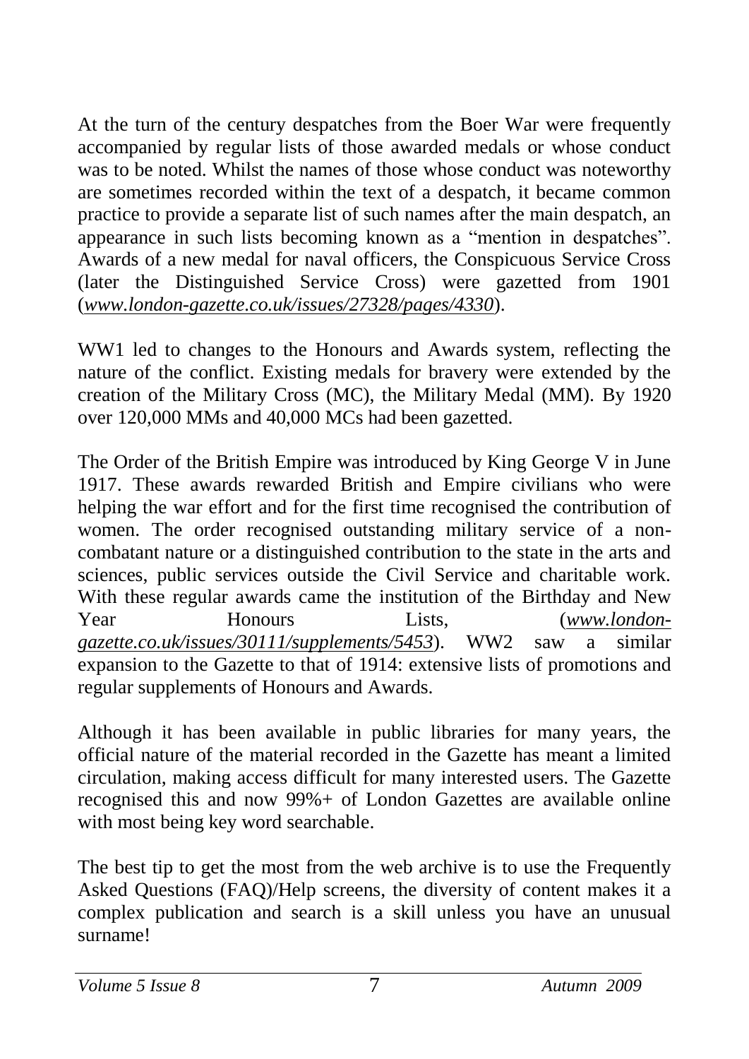At the turn of the century despatches from the Boer War were frequently accompanied by regular lists of those awarded medals or whose conduct was to be noted. Whilst the names of those whose conduct was noteworthy are sometimes recorded within the text of a despatch, it became common practice to provide a separate list of such names after the main despatch, an appearance in such lists becoming known as a "mention in despatches". Awards of a new medal for naval officers, the Conspicuous Service Cross (later the Distinguished Service Cross) were gazetted from 1901 (*www.london-gazette.co.uk/issues/27328/pages/4330*).

WW1 led to changes to the Honours and Awards system, reflecting the nature of the conflict. Existing medals for bravery were extended by the creation of the Military Cross (MC), the Military Medal (MM). By 1920 over 120,000 MMs and 40,000 MCs had been gazetted.

The Order of the British Empire was introduced by King George V in June 1917. These awards rewarded British and Empire civilians who were helping the war effort and for the first time recognised the contribution of women. The order recognised outstanding military service of a non-combatant nature or a distinguished contribution to the state in the arts and sciences, public services outside the Civil Service and charitable work. With these regular awards came the institution of the Birthday and New Year Honours Lists, (*www.london-gazette.co.uk/issues/30111/supplements/5453*). WW2 saw a similar expansion to the Gazette to that of 1914: extensive lists of promotions and regular supplements of Honours and Awards.

Although it has been available in public libraries for many years, the official nature of the material recorded in the Gazette has meant a limited circulation, making access difficult for many interested users. The Gazette recognised this and now 99%+ of London Gazettes are available online with most being key word searchable.

The best tip to get the most from the web archive is to use the Frequently Asked Questions (FAQ)/Help screens, the diversity of content makes it a complex publication and search is a skill unless you have an unusual surname!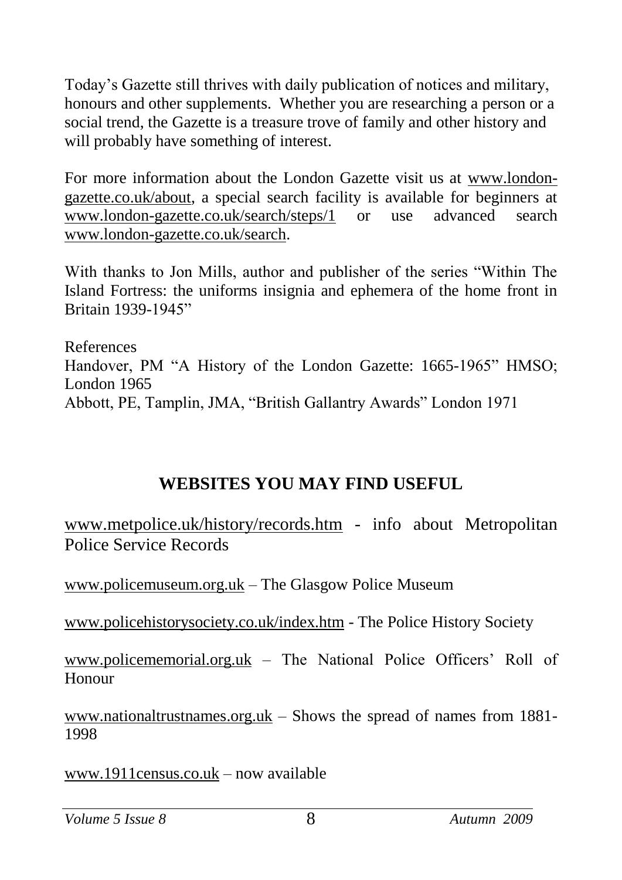Today's Gazette still thrives with daily publication of notices and military, honours and other supplements. Whether you are researching a person or a social trend, the Gazette is a treasure trove of family and other history and will probably have something of interest.

For more information about the London Gazette visit us at www.london-gazette.co.uk/about, a special search facility is available for beginners at www.london-gazette.co.uk/search/steps/1 or use advanced search www.london-gazette.co.uk/search.

With thanks to Jon Mills, author and publisher of the series "Within The Island Fortress: the uniforms insignia and ephemera of the home front in Britain 1939-1945"

References

Handover, PM "A History of the London Gazette: 1665-1965" HMSO; London 1965

Abbott, PE, Tamplin, JMA, "British Gallantry Awards" London 1971

## WEBSITES YOU MAY FIND USEFUL

www.metpolice.uk/history/records.htm - info about Metropolitan Police Service Records

www.policemuseum.org.uk – The Glasgow Police Museum

www.policehistorysociety.co.uk/index.htm - The Police History Society

www.policememorial.org.uk – The National Police Officers' Roll of Honour

www.nationaltrustnames.org.uk – Shows the spread of names from 1881-1998

www.1911census.co.uk – now available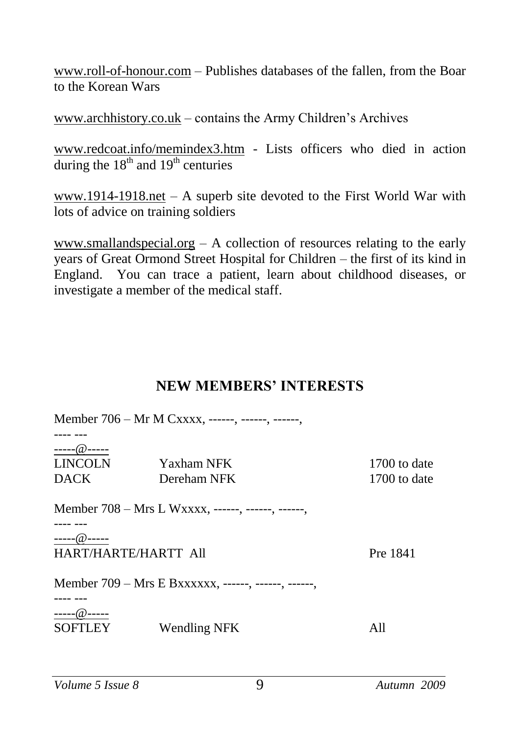www.roll-of-honour.com – Publishes databases of the fallen, from the Boar to the Korean Wars

www.archhistory.co.uk – contains the Army Children's Archives

www.redcoat.info/memindex3.htm - Lists officers who died in action during the 18th and 19th centuries

www.1914-1918.net – A superb site devoted to the First World War with lots of advice on training soldiers

www.smallandspecial.org – A collection of resources relating to the early years of Great Ormond Street Hospital for Children – the first of its kind in England. You can trace a patient, learn about childhood diseases, or investigate a member of the medical staff.

## NEW MEMBERS' INTERESTS

Member 706 – Mr M Cxxxx, ------, ------, ------,
---- ---
-----@-----

| | | |
|---|---|---|
| LINCOLN | Yaxham NFK | 1700 to date |
| DACK | Dereham NFK | 1700 to date |

Member 708 – Mrs L Wxxxx, ------, ------, ------,
---- ---
-----@-----

| | | |
|---|---|---|
| HART/HARTE/HARTT | All | Pre 1841 |

Member 709 – Mrs E Bxxxxxx, ------, ------, ------,
---- ---
-----@-----

| | | |
|---|---|---|
| SOFTLEY | Wendling NFK | All |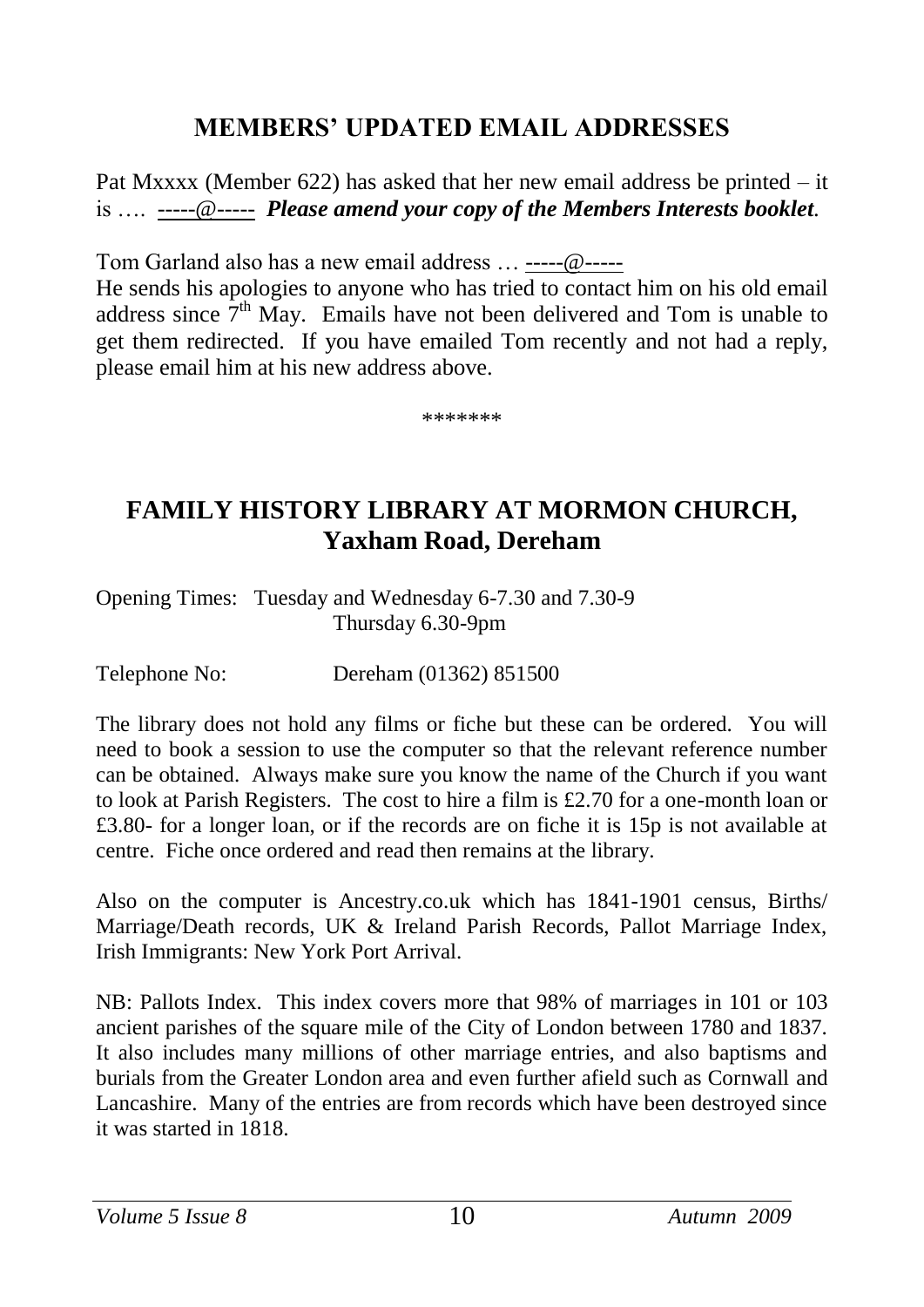## MEMBERS' UPDATED EMAIL ADDRESSES

Pat Mxxxx (Member 622) has asked that her new email address be printed – it is …. -----@----- ***Please amend your copy of the Members Interests booklet.***

Tom Garland also has a new email address … -----@-----

He sends his apologies to anyone who has tried to contact him on his old email address since 7th May. Emails have not been delivered and Tom is unable to get them redirected. If you have emailed Tom recently and not had a reply, please email him at his new address above.

*******

## FAMILY HISTORY LIBRARY AT MORMON CHURCH, Yaxham Road, Dereham

Opening Times: Tuesday and Wednesday 6-7.30 and 7.30-9
Thursday 6.30-9pm

Telephone No: Dereham (01362) 851500

The library does not hold any films or fiche but these can be ordered. You will need to book a session to use the computer so that the relevant reference number can be obtained. Always make sure you know the name of the Church if you want to look at Parish Registers. The cost to hire a film is £2.70 for a one-month loan or £3.80- for a longer loan, or if the records are on fiche it is 15p is not available at centre. Fiche once ordered and read then remains at the library.

Also on the computer is Ancestry.co.uk which has 1841-1901 census, Births/ Marriage/Death records, UK & Ireland Parish Records, Pallot Marriage Index, Irish Immigrants: New York Port Arrival.

NB: Pallots Index. This index covers more that 98% of marriages in 101 or 103 ancient parishes of the square mile of the City of London between 1780 and 1837. It also includes many millions of other marriage entries, and also baptisms and burials from the Greater London area and even further afield such as Cornwall and Lancashire. Many of the entries are from records which have been destroyed since it was started in 1818.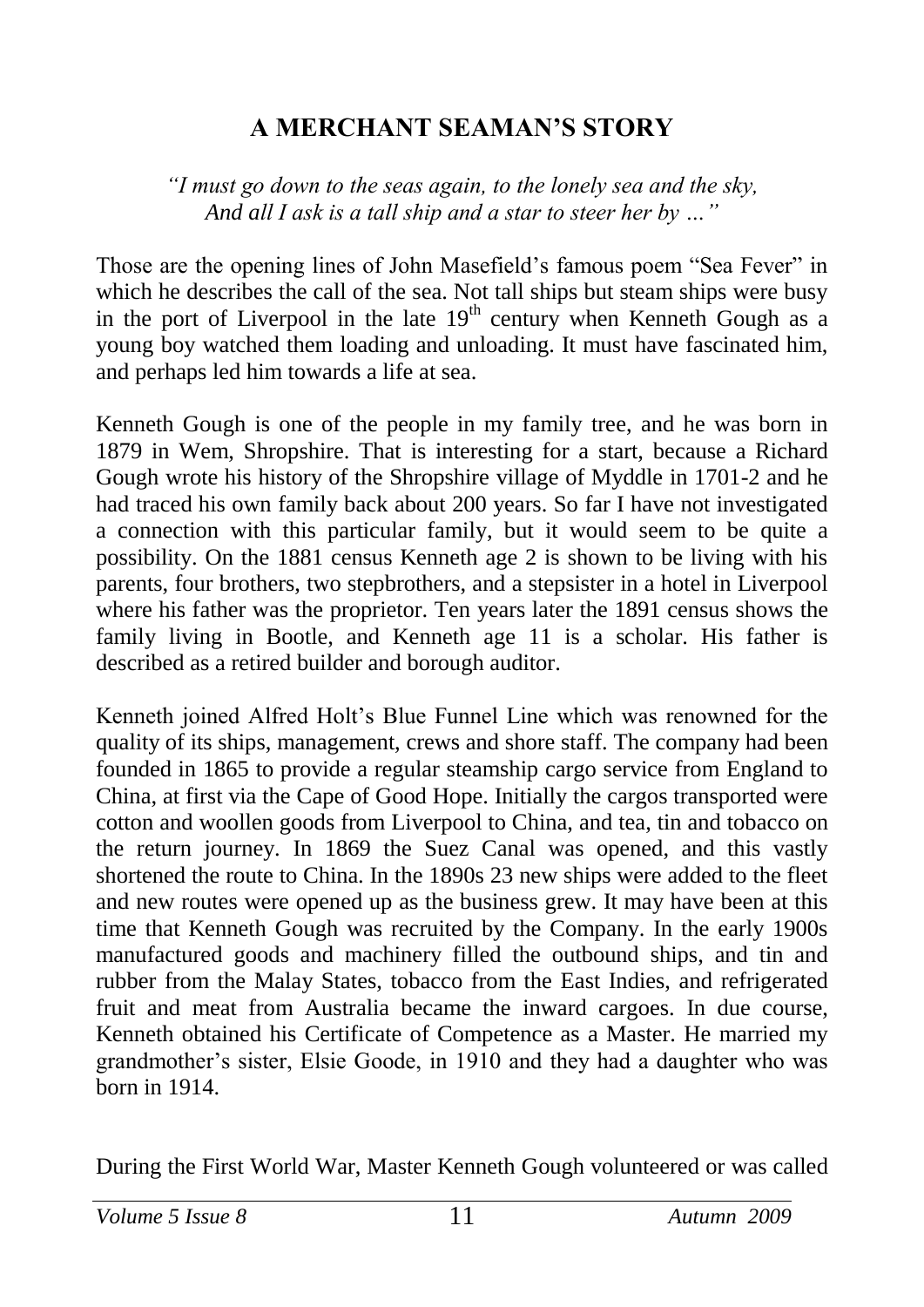# A MERCHANT SEAMAN'S STORY

*"I must go down to the seas again, to the lonely sea and the sky,*
*And all I ask is a tall ship and a star to steer her by …"*

Those are the opening lines of John Masefield's famous poem "Sea Fever" in which he describes the call of the sea. Not tall ships but steam ships were busy in the port of Liverpool in the late 19th century when Kenneth Gough as a young boy watched them loading and unloading. It must have fascinated him, and perhaps led him towards a life at sea.

Kenneth Gough is one of the people in my family tree, and he was born in 1879 in Wem, Shropshire. That is interesting for a start, because a Richard Gough wrote his history of the Shropshire village of Myddle in 1701-2 and he had traced his own family back about 200 years. So far I have not investigated a connection with this particular family, but it would seem to be quite a possibility. On the 1881 census Kenneth age 2 is shown to be living with his parents, four brothers, two stepbrothers, and a stepsister in a hotel in Liverpool where his father was the proprietor. Ten years later the 1891 census shows the family living in Bootle, and Kenneth age 11 is a scholar. His father is described as a retired builder and borough auditor.

Kenneth joined Alfred Holt's Blue Funnel Line which was renowned for the quality of its ships, management, crews and shore staff. The company had been founded in 1865 to provide a regular steamship cargo service from England to China, at first via the Cape of Good Hope. Initially the cargos transported were cotton and woollen goods from Liverpool to China, and tea, tin and tobacco on the return journey. In 1869 the Suez Canal was opened, and this vastly shortened the route to China. In the 1890s 23 new ships were added to the fleet and new routes were opened up as the business grew. It may have been at this time that Kenneth Gough was recruited by the Company. In the early 1900s manufactured goods and machinery filled the outbound ships, and tin and rubber from the Malay States, tobacco from the East Indies, and refrigerated fruit and meat from Australia became the inward cargoes. In due course, Kenneth obtained his Certificate of Competence as a Master. He married my grandmother's sister, Elsie Goode, in 1910 and they had a daughter who was born in 1914.

During the First World War, Master Kenneth Gough volunteered or was called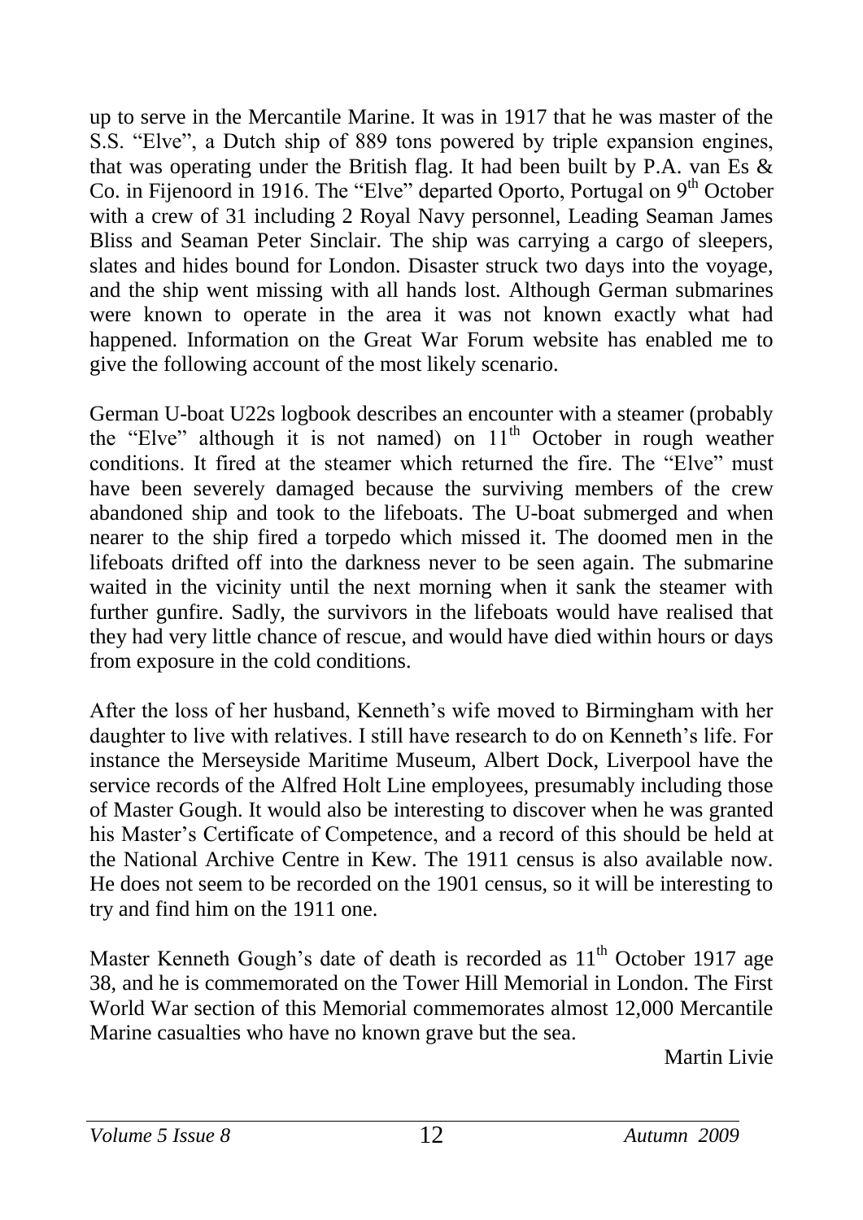up to serve in the Mercantile Marine. It was in 1917 that he was master of the S.S. "Elve", a Dutch ship of 889 tons powered by triple expansion engines, that was operating under the British flag. It had been built by P.A. van Es & Co. in Fijenoord in 1916. The "Elve" departed Oporto, Portugal on 9th October with a crew of 31 including 2 Royal Navy personnel, Leading Seaman James Bliss and Seaman Peter Sinclair. The ship was carrying a cargo of sleepers, slates and hides bound for London. Disaster struck two days into the voyage, and the ship went missing with all hands lost. Although German submarines were known to operate in the area it was not known exactly what had happened. Information on the Great War Forum website has enabled me to give the following account of the most likely scenario.

German U-boat U22s logbook describes an encounter with a steamer (probably the "Elve" although it is not named) on 11th October in rough weather conditions. It fired at the steamer which returned the fire. The "Elve" must have been severely damaged because the surviving members of the crew abandoned ship and took to the lifeboats. The U-boat submerged and when nearer to the ship fired a torpedo which missed it. The doomed men in the lifeboats drifted off into the darkness never to be seen again. The submarine waited in the vicinity until the next morning when it sank the steamer with further gunfire. Sadly, the survivors in the lifeboats would have realised that they had very little chance of rescue, and would have died within hours or days from exposure in the cold conditions.

After the loss of her husband, Kenneth's wife moved to Birmingham with her daughter to live with relatives. I still have research to do on Kenneth's life. For instance the Merseyside Maritime Museum, Albert Dock, Liverpool have the service records of the Alfred Holt Line employees, presumably including those of Master Gough. It would also be interesting to discover when he was granted his Master's Certificate of Competence, and a record of this should be held at the National Archive Centre in Kew. The 1911 census is also available now. He does not seem to be recorded on the 1901 census, so it will be interesting to try and find him on the 1911 one.

Master Kenneth Gough's date of death is recorded as 11th October 1917 age 38, and he is commemorated on the Tower Hill Memorial in London. The First World War section of this Memorial commemorates almost 12,000 Mercantile Marine casualties who have no known grave but the sea.

Martin Livie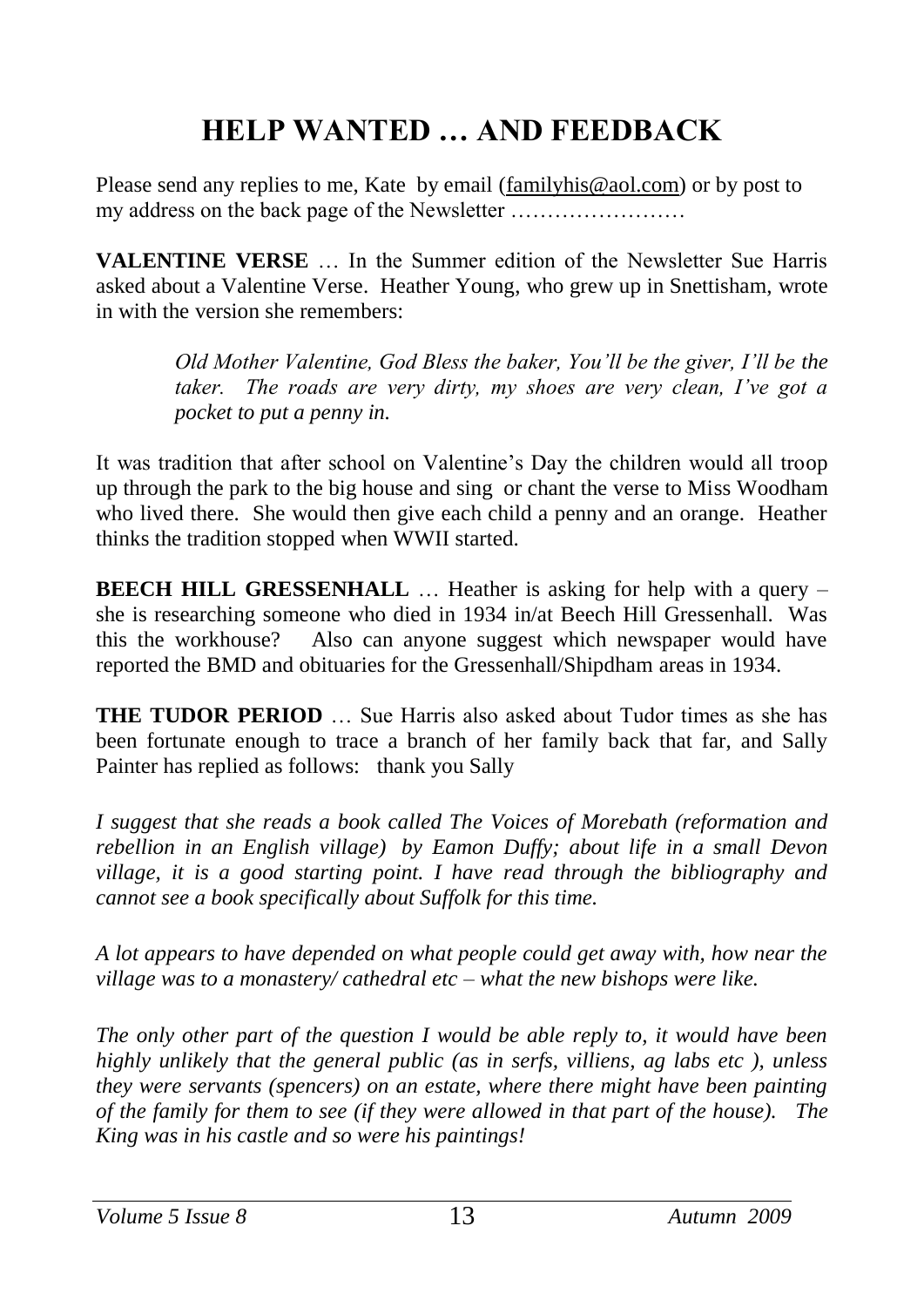# HELP WANTED … AND FEEDBACK

Please send any replies to me, Kate by email (familyhis@aol.com) or by post to my address on the back page of the Newsletter ……………………

**VALENTINE VERSE** … In the Summer edition of the Newsletter Sue Harris asked about a Valentine Verse. Heather Young, who grew up in Snettisham, wrote in with the version she remembers:

> *Old Mother Valentine, God Bless the baker, You'll be the giver, I'll be the taker. The roads are very dirty, my shoes are very clean, I've got a pocket to put a penny in.*

It was tradition that after school on Valentine's Day the children would all troop up through the park to the big house and sing or chant the verse to Miss Woodham who lived there. She would then give each child a penny and an orange. Heather thinks the tradition stopped when WWII started.

**BEECH HILL GRESSENHALL** … Heather is asking for help with a query – she is researching someone who died in 1934 in/at Beech Hill Gressenhall. Was this the workhouse? Also can anyone suggest which newspaper would have reported the BMD and obituaries for the Gressenhall/Shipdham areas in 1934.

**THE TUDOR PERIOD** … Sue Harris also asked about Tudor times as she has been fortunate enough to trace a branch of her family back that far, and Sally Painter has replied as follows: thank you Sally

*I suggest that she reads a book called The Voices of Morebath (reformation and rebellion in an English village) by Eamon Duffy; about life in a small Devon village, it is a good starting point. I have read through the bibliography and cannot see a book specifically about Suffolk for this time.*

*A lot appears to have depended on what people could get away with, how near the village was to a monastery/ cathedral etc – what the new bishops were like.*

*The only other part of the question I would be able reply to, it would have been highly unlikely that the general public (as in serfs, villiens, ag labs etc ), unless they were servants (spencers) on an estate, where there might have been painting of the family for them to see (if they were allowed in that part of the house). The King was in his castle and so were his paintings!*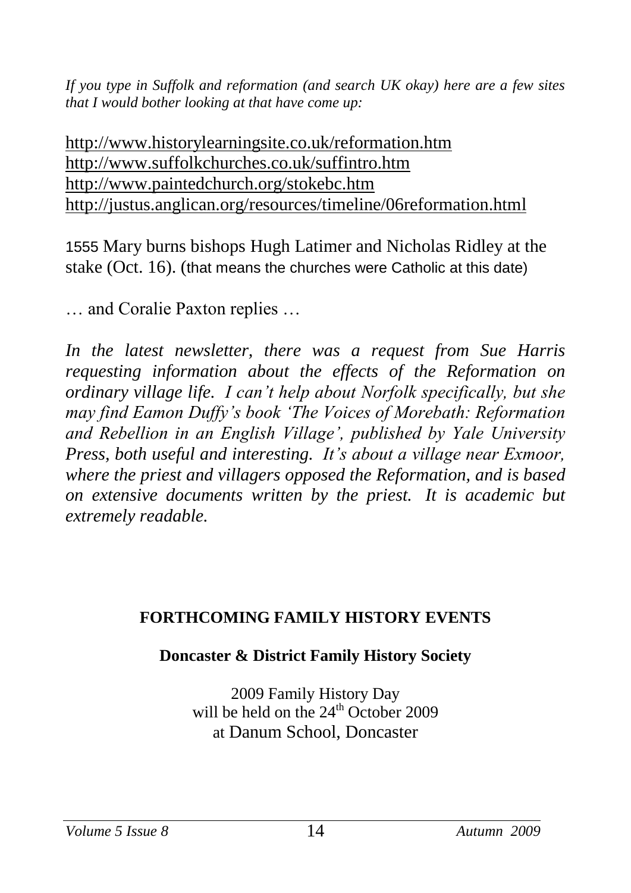*If you type in Suffolk and reformation (and search UK okay) here are a few sites that I would bother looking at that have come up:*

http://www.historylearningsite.co.uk/reformation.htm
http://www.suffolkchurches.co.uk/suffintro.htm
http://www.paintedchurch.org/stokebc.htm
http://justus.anglican.org/resources/timeline/06reformation.html

1555 Mary burns bishops Hugh Latimer and Nicholas Ridley at the stake (Oct. 16). (that means the churches were Catholic at this date)

… and Coralie Paxton replies …

*In the latest newsletter, there was a request from Sue Harris requesting information about the effects of the Reformation on ordinary village life. I can't help about Norfolk specifically, but she may find Eamon Duffy's book 'The Voices of Morebath: Reformation and Rebellion in an English Village', published by Yale University Press, both useful and interesting. It's about a village near Exmoor, where the priest and villagers opposed the Reformation, and is based on extensive documents written by the priest. It is academic but extremely readable.*

## FORTHCOMING FAMILY HISTORY EVENTS

### Doncaster & District Family History Society

2009 Family History Day
will be held on the 24th October 2009
at Danum School, Doncaster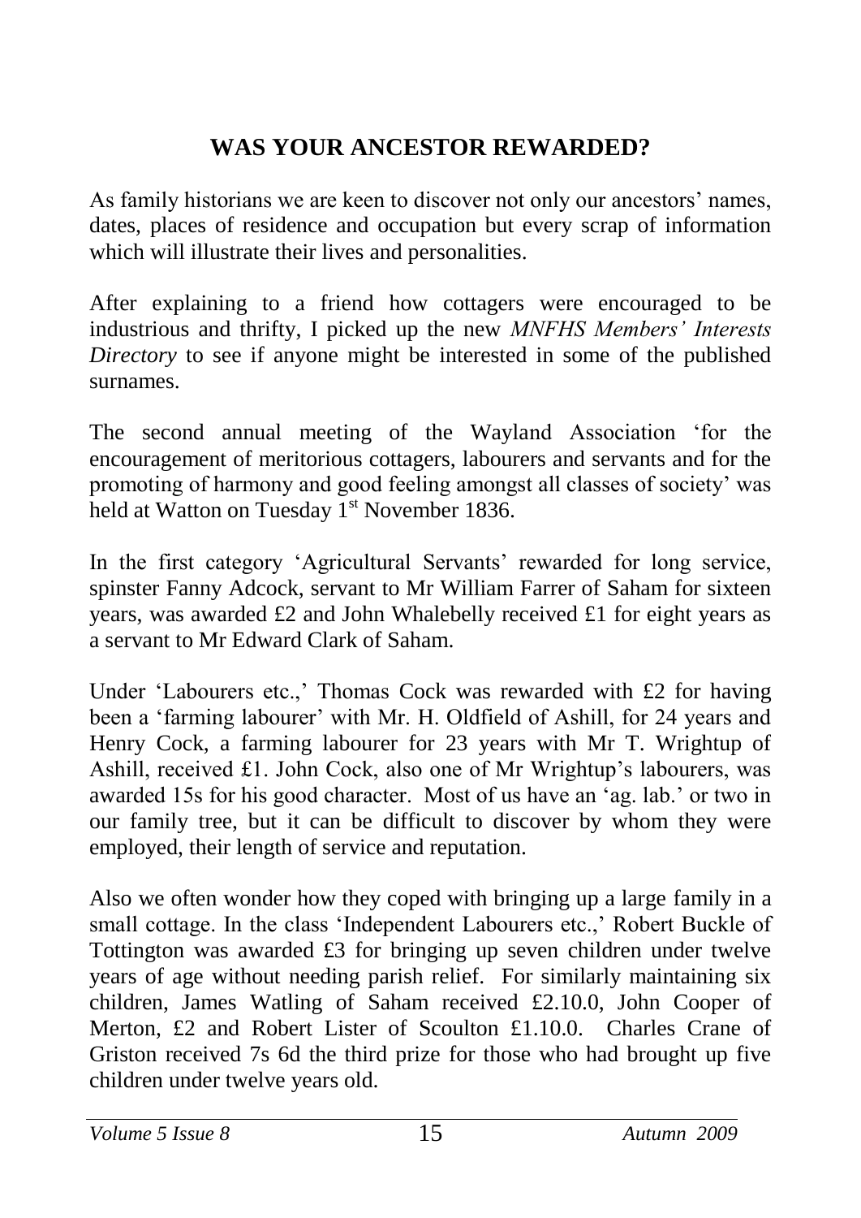# WAS YOUR ANCESTOR REWARDED?

As family historians we are keen to discover not only our ancestors' names, dates, places of residence and occupation but every scrap of information which will illustrate their lives and personalities.

After explaining to a friend how cottagers were encouraged to be industrious and thrifty, I picked up the new *MNFHS Members' Interests Directory* to see if anyone might be interested in some of the published surnames.

The second annual meeting of the Wayland Association 'for the encouragement of meritorious cottagers, labourers and servants and for the promoting of harmony and good feeling amongst all classes of society' was held at Watton on Tuesday 1st November 1836.

In the first category 'Agricultural Servants' rewarded for long service, spinster Fanny Adcock, servant to Mr William Farrer of Saham for sixteen years, was awarded £2 and John Whalebelly received £1 for eight years as a servant to Mr Edward Clark of Saham.

Under 'Labourers etc.,' Thomas Cock was rewarded with £2 for having been a 'farming labourer' with Mr. H. Oldfield of Ashill, for 24 years and Henry Cock, a farming labourer for 23 years with Mr T. Wrightup of Ashill, received £1. John Cock, also one of Mr Wrightup's labourers, was awarded 15s for his good character. Most of us have an 'ag. lab.' or two in our family tree, but it can be difficult to discover by whom they were employed, their length of service and reputation.

Also we often wonder how they coped with bringing up a large family in a small cottage. In the class 'Independent Labourers etc.,' Robert Buckle of Tottington was awarded £3 for bringing up seven children under twelve years of age without needing parish relief. For similarly maintaining six children, James Watling of Saham received £2.10.0, John Cooper of Merton, £2 and Robert Lister of Scoulton £1.10.0. Charles Crane of Griston received 7s 6d the third prize for those who had brought up five children under twelve years old.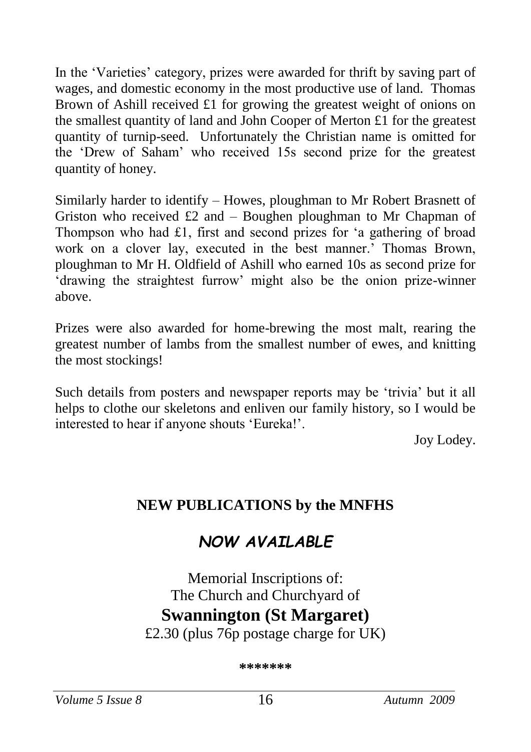In the 'Varieties' category, prizes were awarded for thrift by saving part of wages, and domestic economy in the most productive use of land. Thomas Brown of Ashill received £1 for growing the greatest weight of onions on the smallest quantity of land and John Cooper of Merton £1 for the greatest quantity of turnip-seed. Unfortunately the Christian name is omitted for the 'Drew of Saham' who received 15s second prize for the greatest quantity of honey.

Similarly harder to identify – Howes, ploughman to Mr Robert Brasnett of Griston who received £2 and – Boughen ploughman to Mr Chapman of Thompson who had £1, first and second prizes for 'a gathering of broad work on a clover lay, executed in the best manner.' Thomas Brown, ploughman to Mr H. Oldfield of Ashill who earned 10s as second prize for 'drawing the straightest furrow' might also be the onion prize-winner above.

Prizes were also awarded for home-brewing the most malt, rearing the greatest number of lambs from the smallest number of ewes, and knitting the most stockings!

Such details from posters and newspaper reports may be 'trivia' but it all helps to clothe our skeletons and enliven our family history, so I would be interested to hear if anyone shouts 'Eureka!'.

Joy Lodey.

## NEW PUBLICATIONS by the MNFHS

### *NOW AVAILABLE*

Memorial Inscriptions of:
The Church and Churchyard of
**Swannington (St Margaret)**
£2.30 (plus 76p postage charge for UK)

*******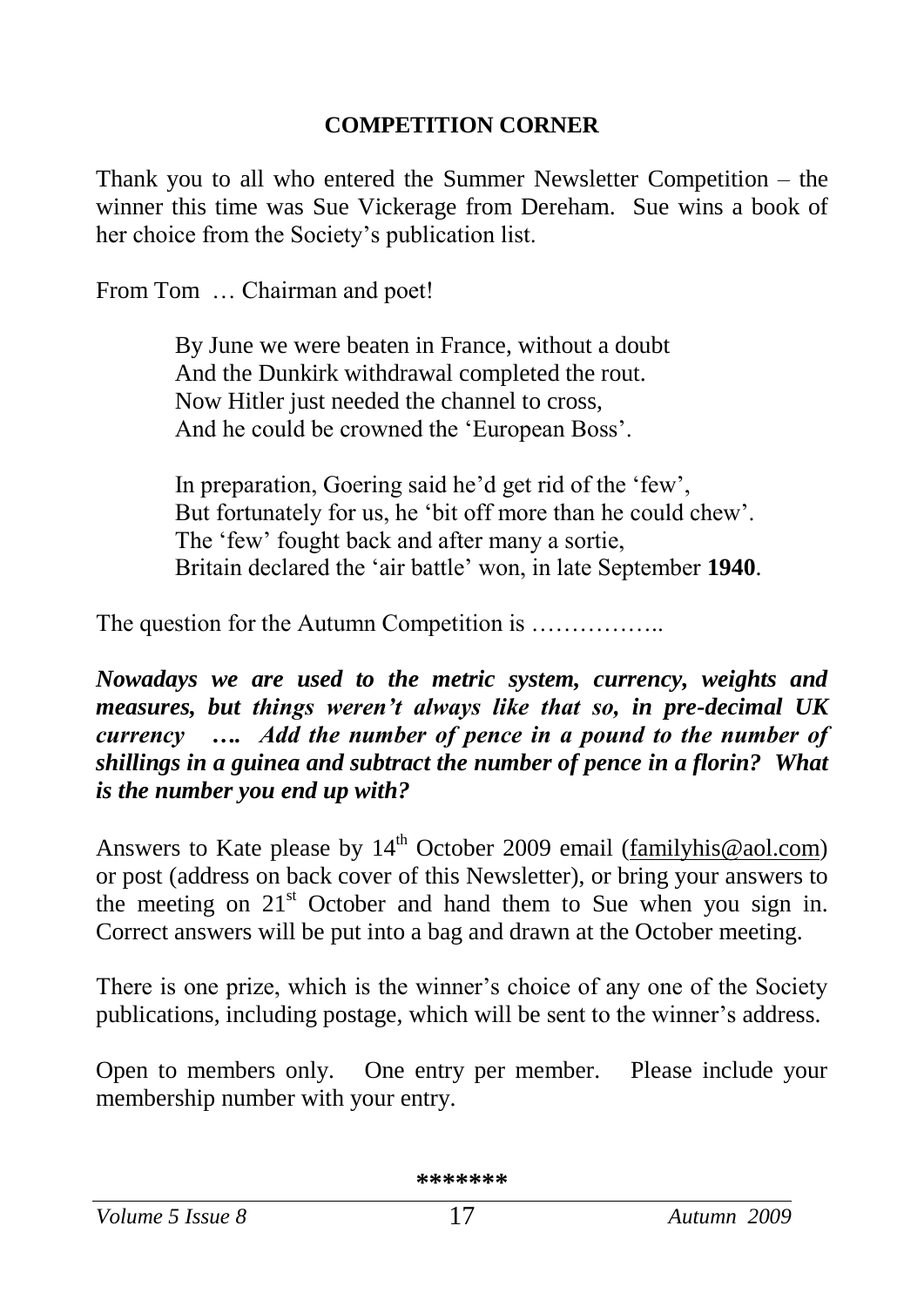## COMPETITION CORNER

Thank you to all who entered the Summer Newsletter Competition – the winner this time was Sue Vickerage from Dereham. Sue wins a book of her choice from the Society's publication list.

From Tom … Chairman and poet!

> By June we were beaten in France, without a doubt
> And the Dunkirk withdrawal completed the rout.
> Now Hitler just needed the channel to cross,
> And he could be crowned the 'European Boss'.
>
> In preparation, Goering said he'd get rid of the 'few',
> But fortunately for us, he 'bit off more than he could chew'.
> The 'few' fought back and after many a sortie,
> Britain declared the 'air battle' won, in late September **1940**.

The question for the Autumn Competition is ……………..

***Nowadays we are used to the metric system, currency, weights and measures, but things weren't always like that so, in pre-decimal UK currency …. Add the number of pence in a pound to the number of shillings in a guinea and subtract the number of pence in a florin? What is the number you end up with?***

Answers to Kate please by 14th October 2009 email (familyhis@aol.com) or post (address on back cover of this Newsletter), or bring your answers to the meeting on 21st October and hand them to Sue when you sign in. Correct answers will be put into a bag and drawn at the October meeting.

There is one prize, which is the winner's choice of any one of the Society publications, including postage, which will be sent to the winner's address.

Open to members only. One entry per member. Please include your membership number with your entry.

\*\*\*\*\*\*\*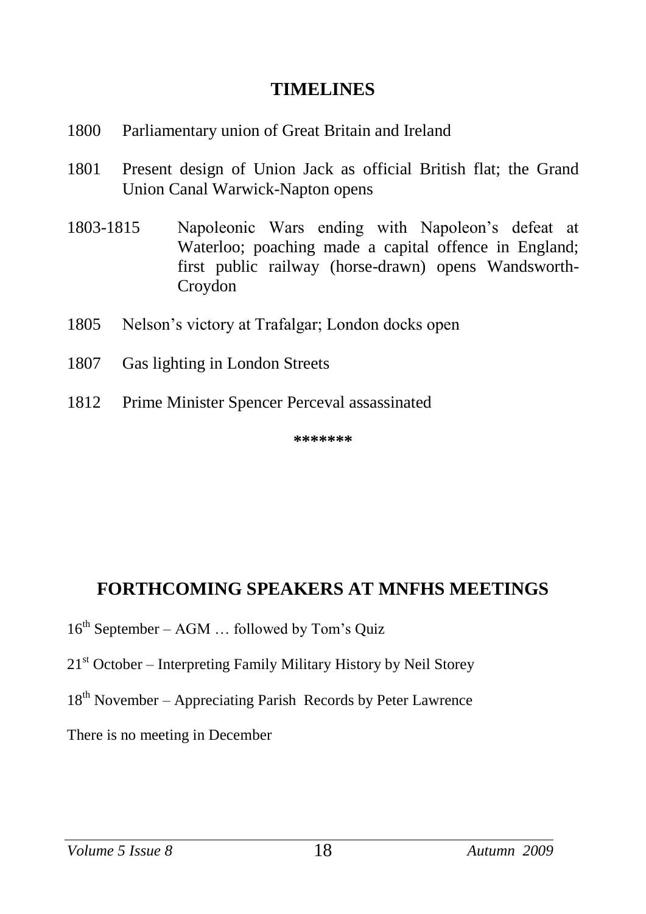## TIMELINES

1800 Parliamentary union of Great Britain and Ireland

1801 Present design of Union Jack as official British flat; the Grand Union Canal Warwick-Napton opens

1803-1815 Napoleonic Wars ending with Napoleon's defeat at Waterloo; poaching made a capital offence in England; first public railway (horse-drawn) opens Wandsworth-Croydon

1805 Nelson's victory at Trafalgar; London docks open

1807 Gas lighting in London Streets

1812 Prime Minister Spencer Perceval assassinated

*******

## FORTHCOMING SPEAKERS AT MNFHS MEETINGS

16th September – AGM … followed by Tom's Quiz

21st October – Interpreting Family Military History by Neil Storey

18th November – Appreciating Parish Records by Peter Lawrence

There is no meeting in December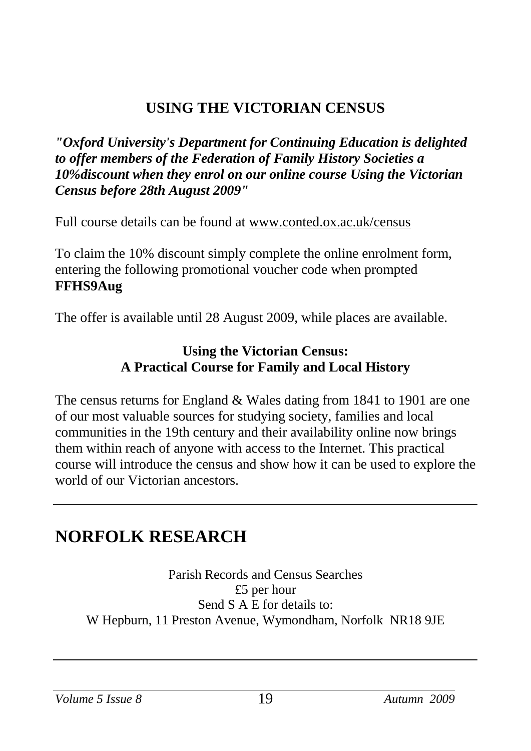## USING THE VICTORIAN CENSUS

***"Oxford University's Department for Continuing Education is delighted to offer members of the Federation of Family History Societies a 10%discount when they enrol on our online course Using the Victorian Census before 28th August 2009"***

Full course details can be found at www.conted.ox.ac.uk/census

To claim the 10% discount simply complete the online enrolment form, entering the following promotional voucher code when prompted **FFHS9Aug**

The offer is available until 28 August 2009, while places are available.

### Using the Victorian Census: A Practical Course for Family and Local History

The census returns for England & Wales dating from 1841 to 1901 are one of our most valuable sources for studying society, families and local communities in the 19th century and their availability online now brings them within reach of anyone with access to the Internet. This practical course will introduce the census and show how it can be used to explore the world of our Victorian ancestors.

---

# NORFOLK RESEARCH

Parish Records and Census Searches
£5 per hour
Send S A E for details to:
W Hepburn, 11 Preston Avenue, Wymondham, Norfolk NR18 9JE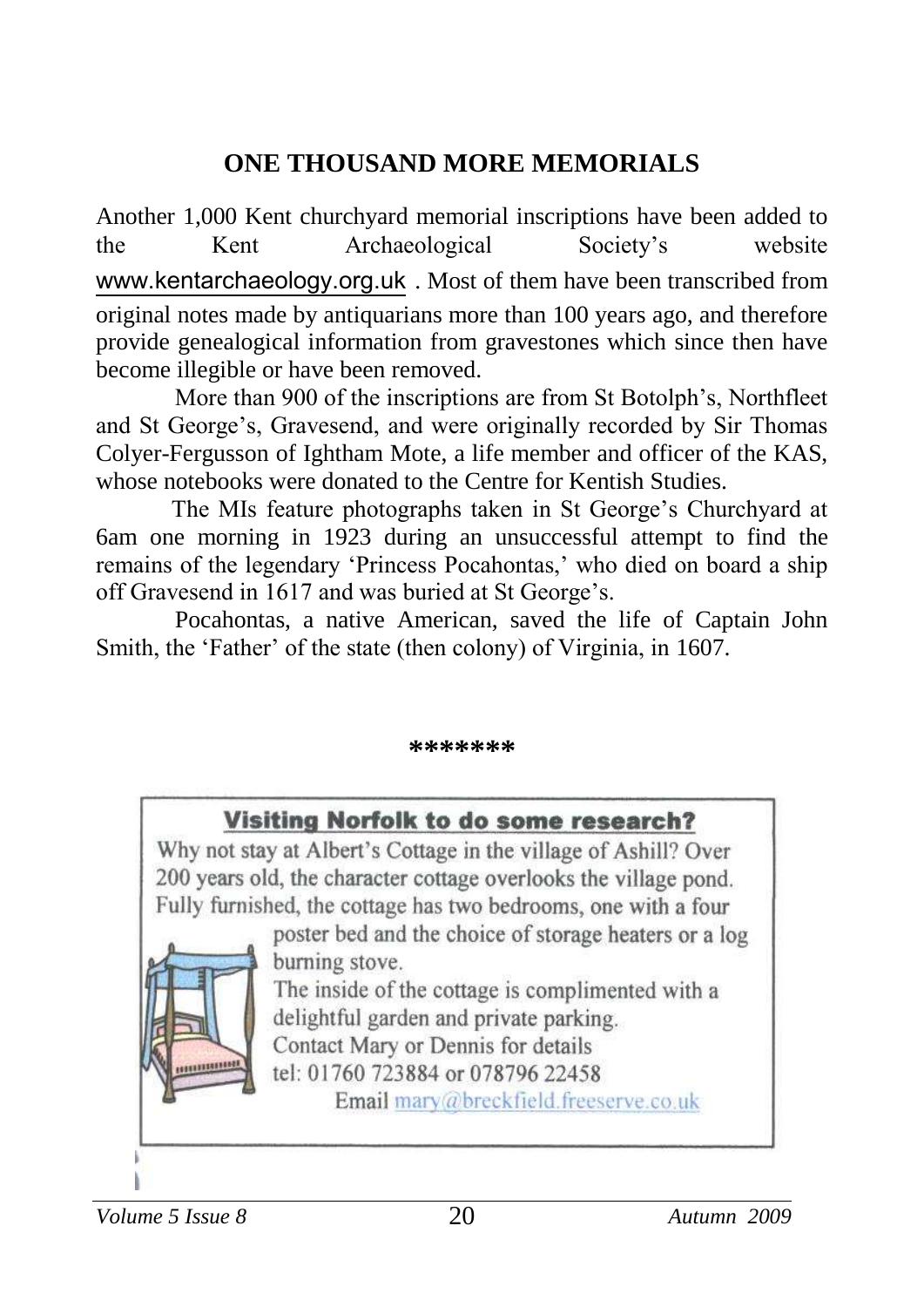## ONE THOUSAND MORE MEMORIALS

Another 1,000 Kent churchyard memorial inscriptions have been added to the Kent Archaeological Society's website www.kentarchaeology.org.uk . Most of them have been transcribed from original notes made by antiquarians more than 100 years ago, and therefore provide genealogical information from gravestones which since then have become illegible or have been removed.

More than 900 of the inscriptions are from St Botolph's, Northfleet and St George's, Gravesend, and were originally recorded by Sir Thomas Colyer-Fergusson of Ightham Mote, a life member and officer of the KAS, whose notebooks were donated to the Centre for Kentish Studies.

The MIs feature photographs taken in St George's Churchyard at 6am one morning in 1923 during an unsuccessful attempt to find the remains of the legendary 'Princess Pocahontas,' who died on board a ship off Gravesend in 1617 and was buried at St George's.

Pocahontas, a native American, saved the life of Captain John Smith, the 'Father' of the state (then colony) of Virginia, in 1607.

*******

**Visiting Norfolk to do some research?**

Why not stay at Albert's Cottage in the village of Ashill? Over 200 years old, the character cottage overlooks the village pond. Fully furnished, the cottage has two bedrooms, one with a four poster bed and the choice of storage heaters or a log burning stove.

The inside of the cottage is complimented with a delightful garden and private parking.

Contact Mary or Dennis for details
tel: 01760 723884 or 078796 22458
Email mary@breckfield.freeserve.co.uk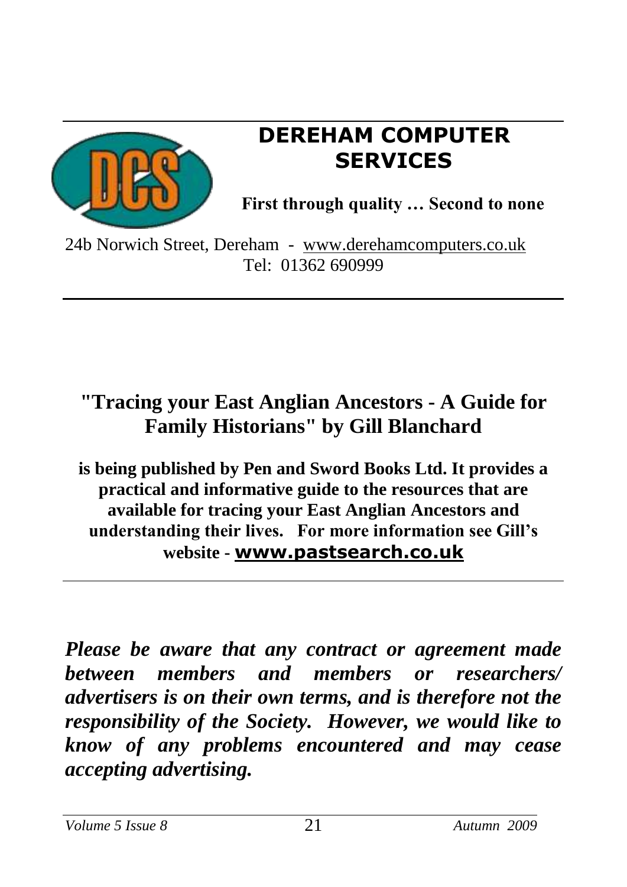## DEREHAM COMPUTER SERVICES

**First through quality … Second to none**

24b Norwich Street, Dereham - www.derehamcomputers.co.uk
Tel: 01362 690999

---

### "Tracing your East Anglian Ancestors - A Guide for Family Historians" by Gill Blanchard

**is being published by Pen and Sword Books Ltd. It provides a practical and informative guide to the resources that are available for tracing your East Anglian Ancestors and understanding their lives. For more information see Gill's website - www.pastsearch.co.uk**

---

***Please be aware that any contract or agreement made between members and members or researchers/ advertisers is on their own terms, and is therefore not the responsibility of the Society. However, we would like to know of any problems encountered and may cease accepting advertising.***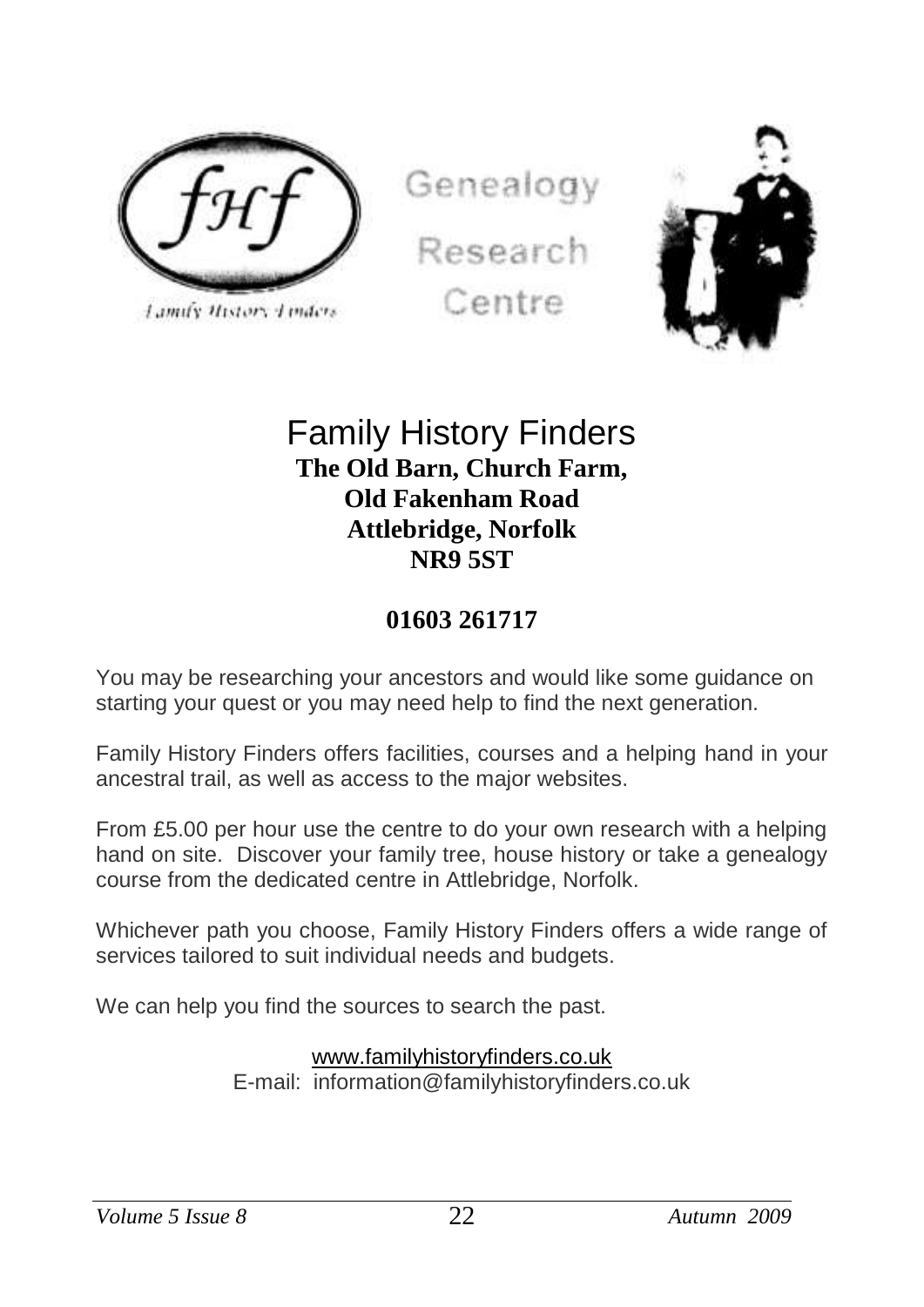fHf

Family History Finders

Genealogy

Research

Centre

# Family History Finders

**The Old Barn, Church Farm,**
**Old Fakenham Road**
**Attlebridge, Norfolk**
**NR9 5ST**

**01603 261717**

You may be researching your ancestors and would like some guidance on starting your quest or you may need help to find the next generation.

Family History Finders offers facilities, courses and a helping hand in your ancestral trail, as well as access to the major websites.

From £5.00 per hour use the centre to do your own research with a helping hand on site. Discover your family tree, house history or take a genealogy course from the dedicated centre in Attlebridge, Norfolk.

Whichever path you choose, Family History Finders offers a wide range of services tailored to suit individual needs and budgets.

We can help you find the sources to search the past.

www.familyhistoryfinders.co.uk
E-mail: information@familyhistoryfinders.co.uk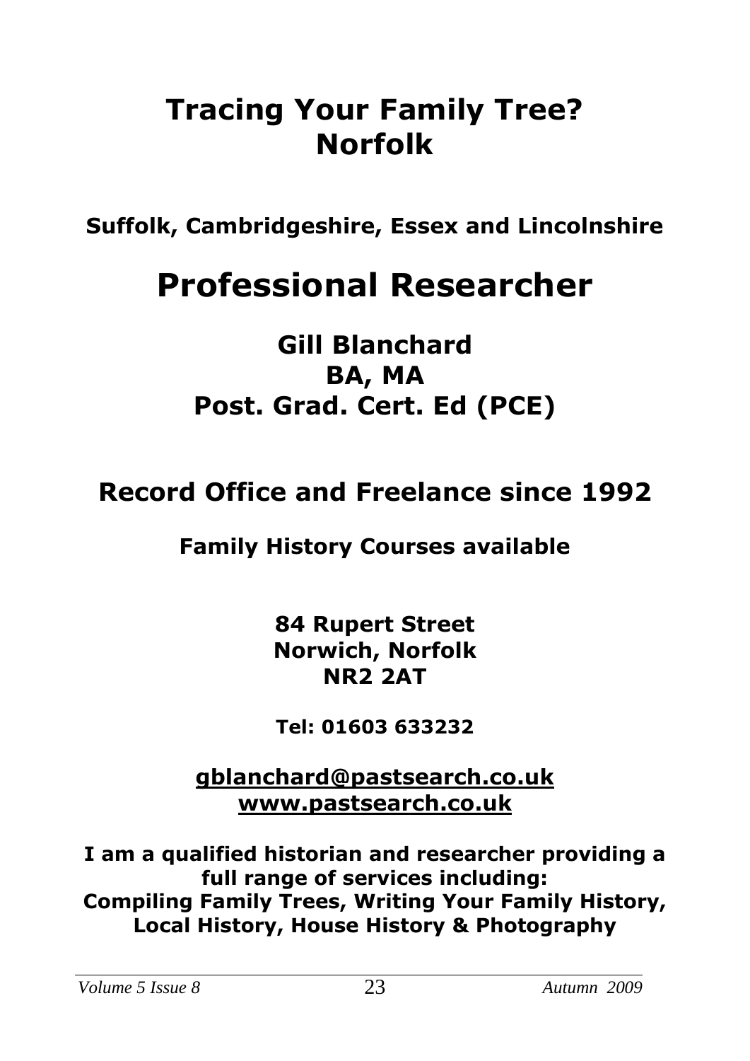# Tracing Your Family Tree? Norfolk

**Suffolk, Cambridgeshire, Essex and Lincolnshire**

# Professional Researcher

## Gill Blanchard
## BA, MA
## Post. Grad. Cert. Ed (PCE)

## Record Office and Freelance since 1992

**Family History Courses available**

**84 Rupert Street**
**Norwich, Norfolk**
**NR2 2AT**

**Tel: 01603 633232**

**gblanchard@pastsearch.co.uk**
**www.pastsearch.co.uk**

**I am a qualified historian and researcher providing a full range of services including:**
**Compiling Family Trees, Writing Your Family History, Local History, House History & Photography**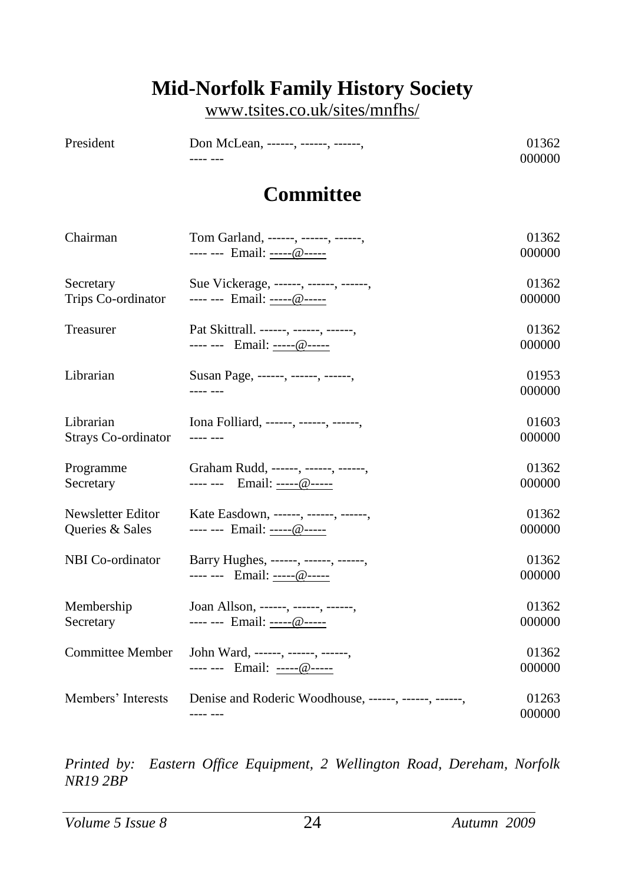# Mid-Norfolk Family History Society

www.tsites.co.uk/sites/mnfhs/

| | | |
|---|---|---|
| President | Don McLean, ------, ------, ------, ---- --- | 01362 000000 |

## Committee

| | | |
|---|---|---|
| Chairman | Tom Garland, ------, ------, ------, ---- --- Email: -----@----- | 01362 000000 |
| Secretary Trips Co-ordinator | Sue Vickerage, ------, ------, ------, ---- --- Email: -----@----- | 01362 000000 |
| Treasurer | Pat Skittrall. ------, ------, ------, ---- --- Email: -----@----- | 01362 000000 |
| Librarian | Susan Page, ------, ------, ------, ---- --- | 01953 000000 |
| Librarian Strays Co-ordinator | Iona Folliard, ------, ------, ------, ---- --- | 01603 000000 |
| Programme Secretary | Graham Rudd, ------, ------, ------, ---- --- Email: -----@----- | 01362 000000 |
| Newsletter Editor Queries & Sales | Kate Easdown, ------, ------, ------, ---- --- Email: -----@----- | 01362 000000 |
| NBI Co-ordinator | Barry Hughes, ------, ------, ------, ---- --- Email: -----@----- | 01362 000000 |
| Membership Secretary | Joan Allson, ------, ------, ------, ---- --- Email: -----@----- | 01362 000000 |
| Committee Member | John Ward, ------, ------, ------, ---- --- Email: -----@----- | 01362 000000 |
| Members' Interests | Denise and Roderic Woodhouse, ------, ------, ------, ---- --- | 01263 000000 |

*Printed by: Eastern Office Equipment, 2 Wellington Road, Dereham, Norfolk NR19 2BP*